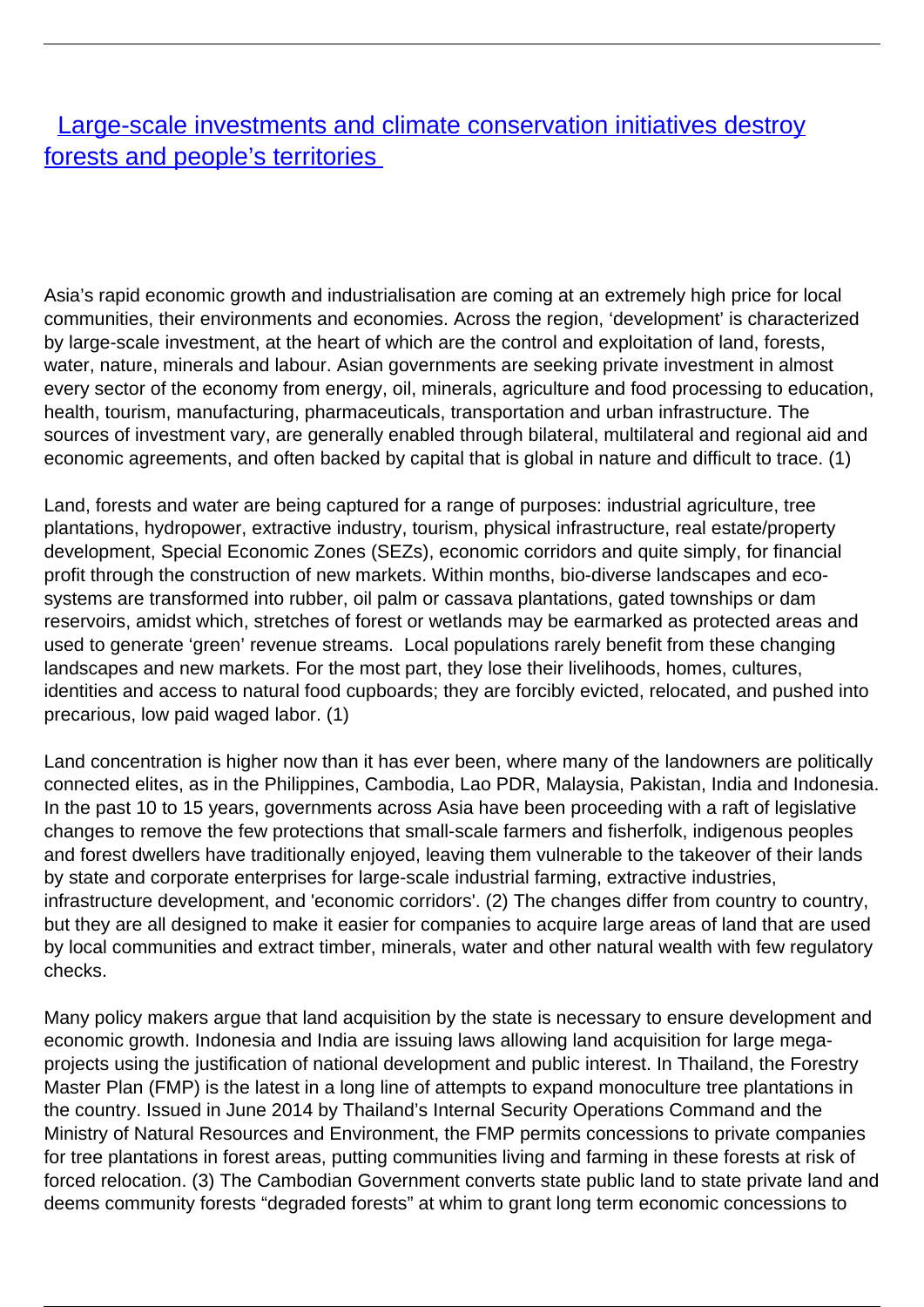# [Large-scale investments and climate conservation initiatives destroy forests and people's territories]

Asia's rapid economic growth and industrialisation are coming at an extremely high price for local communities, their environments and economies. Across the region, 'development' is characterized by large-scale investment, at the heart of which are the control and exploitation of land, forests, water, nature, minerals and labour. Asian governments are seeking private investment in almost every sector of the economy from energy, oil, minerals, agriculture and food processing to education, health, tourism, manufacturing, pharmaceuticals, transportation and urban infrastructure. The sources of investment vary, are generally enabled through bilateral, multilateral and regional aid and economic agreements, and often backed by capital that is global in nature and difficult to trace. (1)

Land, forests and water are being captured for a range of purposes: industrial agriculture, tree plantations, hydropower, extractive industry, tourism, physical infrastructure, real estate/property development, Special Economic Zones (SEZs), economic corridors and quite simply, for financial profit through the construction of new markets. Within months, bio-diverse landscapes and eco-systems are transformed into rubber, oil palm or cassava plantations, gated townships or dam reservoirs, amidst which, stretches of forest or wetlands may be earmarked as protected areas and used to generate 'green' revenue streams. Local populations rarely benefit from these changing landscapes and new markets. For the most part, they lose their livelihoods, homes, cultures, identities and access to natural food cupboards; they are forcibly evicted, relocated, and pushed into precarious, low paid waged labor. (1)

Land concentration is higher now than it has ever been, where many of the landowners are politically connected elites, as in the Philippines, Cambodia, Lao PDR, Malaysia, Pakistan, India and Indonesia. In the past 10 to 15 years, governments across Asia have been proceeding with a raft of legislative changes to remove the few protections that small-scale farmers and fisherfolk, indigenous peoples and forest dwellers have traditionally enjoyed, leaving them vulnerable to the takeover of their lands by state and corporate enterprises for large-scale industrial farming, extractive industries, infrastructure development, and 'economic corridors'. (2) The changes differ from country to country, but they are all designed to make it easier for companies to acquire large areas of land that are used by local communities and extract timber, minerals, water and other natural wealth with few regulatory checks.

Many policy makers argue that land acquisition by the state is necessary to ensure development and economic growth. Indonesia and India are issuing laws allowing land acquisition for large mega-projects using the justification of national development and public interest. In Thailand, the Forestry Master Plan (FMP) is the latest in a long line of attempts to expand monoculture tree plantations in the country. Issued in June 2014 by Thailand's Internal Security Operations Command and the Ministry of Natural Resources and Environment, the FMP permits concessions to private companies for tree plantations in forest areas, putting communities living and farming in these forests at risk of forced relocation. (3) The Cambodian Government converts state public land to state private land and deems community forests "degraded forests" at whim to grant long term economic concessions to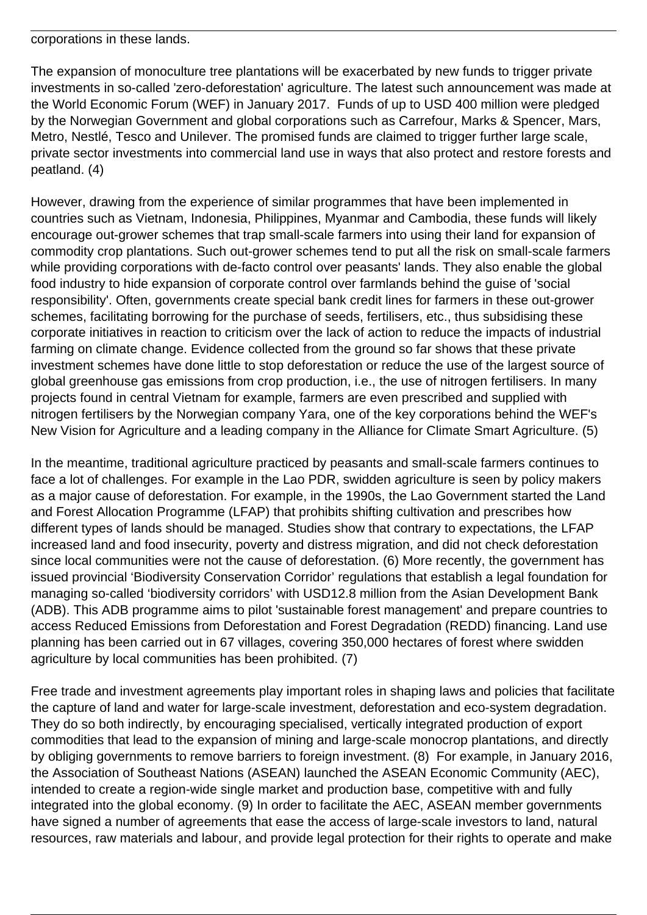corporations in these lands.

The expansion of monoculture tree plantations will be exacerbated by new funds to trigger private investments in so-called 'zero-deforestation' agriculture. The latest such announcement was made at the World Economic Forum (WEF) in January 2017. Funds of up to USD 400 million were pledged by the Norwegian Government and global corporations such as Carrefour, Marks & Spencer, Mars, Metro, Nestlé, Tesco and Unilever. The promised funds are claimed to trigger further large scale, private sector investments into commercial land use in ways that also protect and restore forests and peatland. (4)

However, drawing from the experience of similar programmes that have been implemented in countries such as Vietnam, Indonesia, Philippines, Myanmar and Cambodia, these funds will likely encourage out-grower schemes that trap small-scale farmers into using their land for expansion of commodity crop plantations. Such out-grower schemes tend to put all the risk on small-scale farmers while providing corporations with de-facto control over peasants' lands. They also enable the global food industry to hide expansion of corporate control over farmlands behind the guise of 'social responsibility'. Often, governments create special bank credit lines for farmers in these out-grower schemes, facilitating borrowing for the purchase of seeds, fertilisers, etc., thus subsidising these corporate initiatives in reaction to criticism over the lack of action to reduce the impacts of industrial farming on climate change. Evidence collected from the ground so far shows that these private investment schemes have done little to stop deforestation or reduce the use of the largest source of global greenhouse gas emissions from crop production, i.e., the use of nitrogen fertilisers. In many projects found in central Vietnam for example, farmers are even prescribed and supplied with nitrogen fertilisers by the Norwegian company Yara, one of the key corporations behind the WEF's New Vision for Agriculture and a leading company in the Alliance for Climate Smart Agriculture. (5)

In the meantime, traditional agriculture practiced by peasants and small-scale farmers continues to face a lot of challenges. For example in the Lao PDR, swidden agriculture is seen by policy makers as a major cause of deforestation. For example, in the 1990s, the Lao Government started the Land and Forest Allocation Programme (LFAP) that prohibits shifting cultivation and prescribes how different types of lands should be managed. Studies show that contrary to expectations, the LFAP increased land and food insecurity, poverty and distress migration, and did not check deforestation since local communities were not the cause of deforestation. (6) More recently, the government has issued provincial 'Biodiversity Conservation Corridor' regulations that establish a legal foundation for managing so-called 'biodiversity corridors' with USD12.8 million from the Asian Development Bank (ADB). This ADB programme aims to pilot 'sustainable forest management' and prepare countries to access Reduced Emissions from Deforestation and Forest Degradation (REDD) financing. Land use planning has been carried out in 67 villages, covering 350,000 hectares of forest where swidden agriculture by local communities has been prohibited. (7)

Free trade and investment agreements play important roles in shaping laws and policies that facilitate the capture of land and water for large-scale investment, deforestation and eco-system degradation. They do so both indirectly, by encouraging specialised, vertically integrated production of export commodities that lead to the expansion of mining and large-scale monocrop plantations, and directly by obliging governments to remove barriers to foreign investment. (8) For example, in January 2016, the Association of Southeast Nations (ASEAN) launched the ASEAN Economic Community (AEC), intended to create a region-wide single market and production base, competitive with and fully integrated into the global economy. (9) In order to facilitate the AEC, ASEAN member governments have signed a number of agreements that ease the access of large-scale investors to land, natural resources, raw materials and labour, and provide legal protection for their rights to operate and make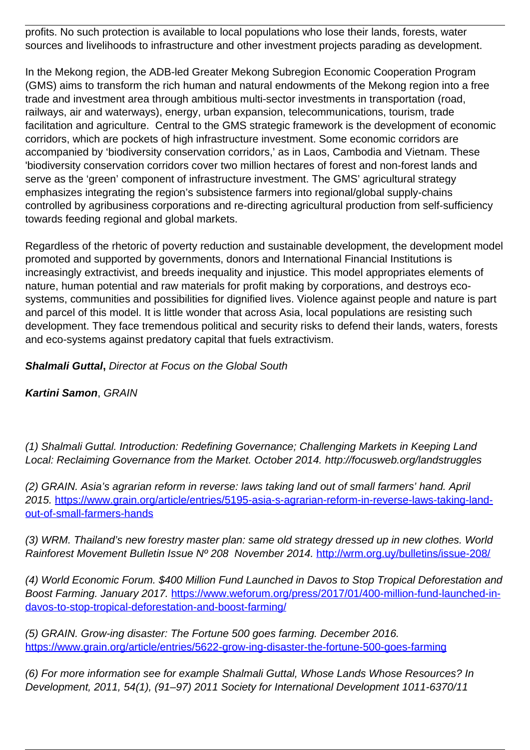profits. No such protection is available to local populations who lose their lands, forests, water sources and livelihoods to infrastructure and other investment projects parading as development.

In the Mekong region, the ADB-led Greater Mekong Subregion Economic Cooperation Program (GMS) aims to transform the rich human and natural endowments of the Mekong region into a free trade and investment area through ambitious multi-sector investments in transportation (road, railways, air and waterways), energy, urban expansion, telecommunications, tourism, trade facilitation and agriculture.  Central to the GMS strategic framework is the development of economic corridors, which are pockets of high infrastructure investment. Some economic corridors are accompanied by 'biodiversity conservation corridors,' as in Laos, Cambodia and Vietnam. These 'biodiversity conservation corridors cover two million hectares of forest and non-forest lands and serve as the 'green' component of infrastructure investment. The GMS' agricultural strategy emphasizes integrating the region's subsistence farmers into regional/global supply-chains controlled by agribusiness corporations and re-directing agricultural production from self-sufficiency towards feeding regional and global markets.

Regardless of the rhetoric of poverty reduction and sustainable development, the development model promoted and supported by governments, donors and International Financial Institutions is increasingly extractivist, and breeds inequality and injustice. This model appropriates elements of nature, human potential and raw materials for profit making by corporations, and destroys eco-systems, communities and possibilities for dignified lives. Violence against people and nature is part and parcel of this model. It is little wonder that across Asia, local populations are resisting such development. They face tremendous political and security risks to defend their lands, waters, forests and eco-systems against predatory capital that fuels extractivism.

***Shalmali Guttal***, *Director at Focus on the Global South*

***Kartini Samon***, *GRAIN*

*(1) Shalmali Guttal. Introduction: Redefining Governance; Challenging Markets in Keeping Land Local: Reclaiming Governance from the Market. October 2014. http://focusweb.org/landstruggles*

*(2) GRAIN. Asia's agrarian reform in reverse: laws taking land out of small farmers' hand. April 2015.* https://www.grain.org/article/entries/5195-asia-s-agrarian-reform-in-reverse-laws-taking-land-out-of-small-farmers-hands

*(3) WRM. Thailand's new forestry master plan: same old strategy dressed up in new clothes. World Rainforest Movement Bulletin Issue Nº 208  November 2014.* http://wrm.org.uy/bulletins/issue-208/

*(4) World Economic Forum. $400 Million Fund Launched in Davos to Stop Tropical Deforestation and Boost Farming. January 2017.* https://www.weforum.org/press/2017/01/400-million-fund-launched-in-davos-to-stop-tropical-deforestation-and-boost-farming/

*(5) GRAIN. Grow-ing disaster: The Fortune 500 goes farming. December 2016.* https://www.grain.org/article/entries/5622-grow-ing-disaster-the-fortune-500-goes-farming

*(6) For more information see for example Shalmali Guttal, Whose Lands Whose Resources? In Development, 2011, 54(1), (91–97) 2011 Society for International Development 1011-6370/11*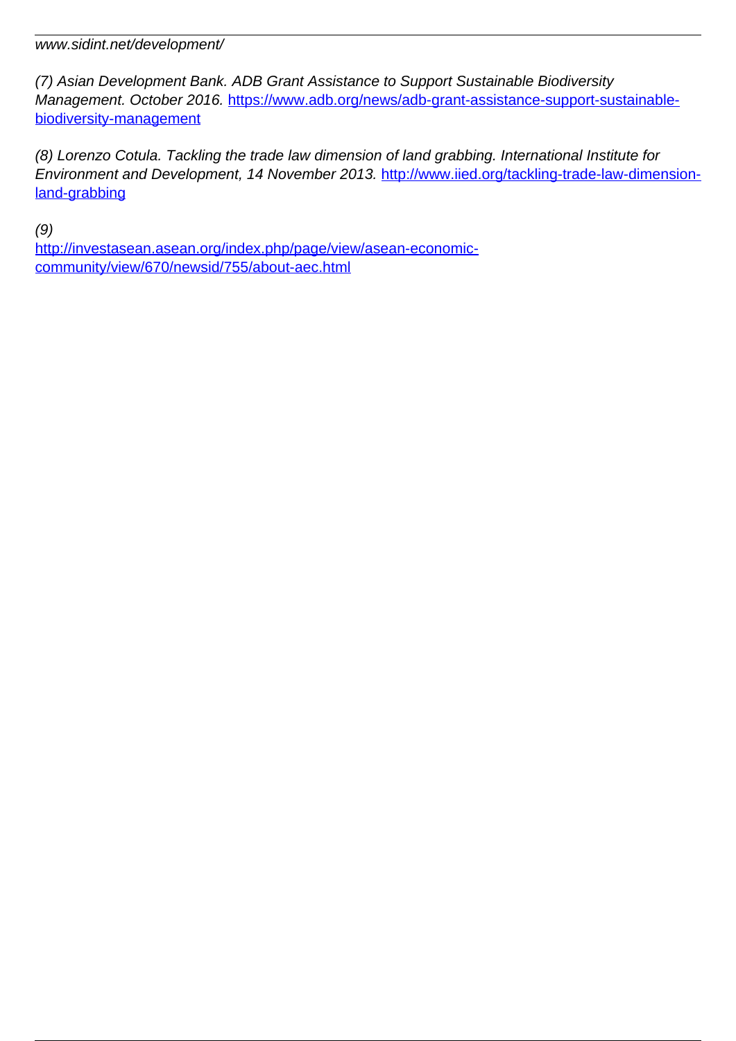*www.sidint.net/development/*

*(7) Asian Development Bank. ADB Grant Assistance to Support Sustainable Biodiversity Management. October 2016.* https://www.adb.org/news/adb-grant-assistance-support-sustainable-biodiversity-management

*(8) Lorenzo Cotula. Tackling the trade law dimension of land grabbing. International Institute for Environment and Development, 14 November 2013.* http://www.iied.org/tackling-trade-law-dimension-land-grabbing

*(9)*
http://investasean.asean.org/index.php/page/view/asean-economic-community/view/670/newsid/755/about-aec.html